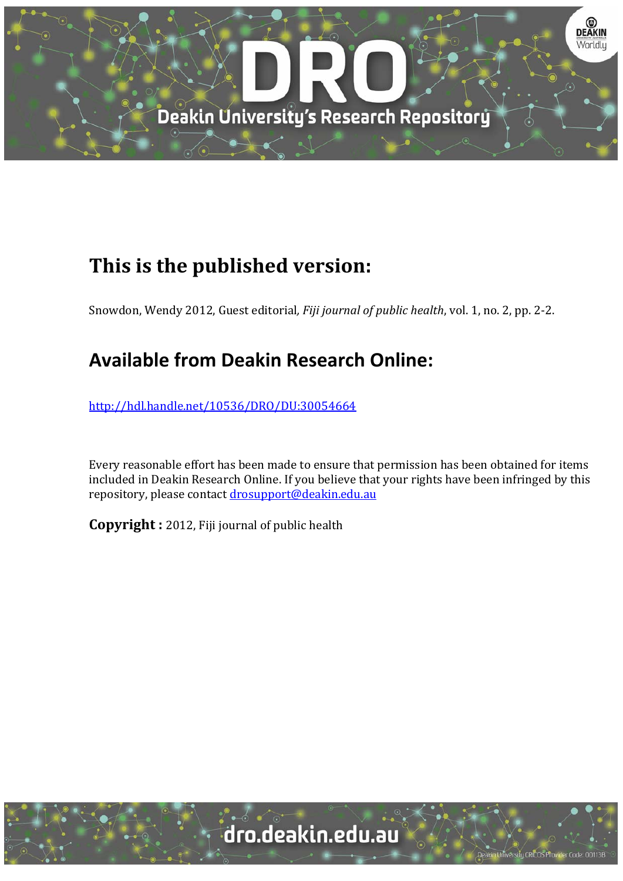# This is the published version:

Snowdon, Wendy 2012, Guest editorial, *Fiji journal of public health*, vol. 1, no. 2, pp. 2-2.

## Available from Deakin Research Online:

http://hdl.handle.net/10536/DRO/DU:30054664

Every reasonable effort has been made to ensure that permission has been obtained for items included in Deakin Research Online. If you believe that your rights have been infringed by this repository, please contact drosupport@deakin.edu.au

**Copyright :** 2012, Fiji journal of public health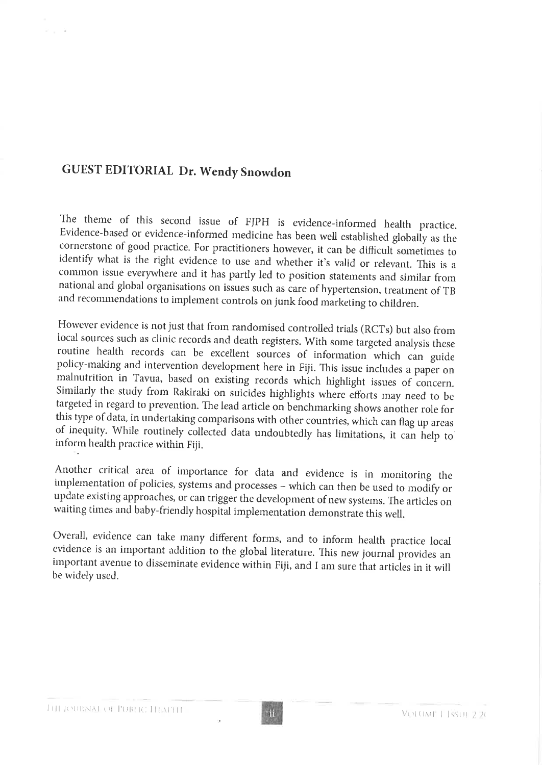## GUEST EDITORIAL Dr. Wendy Snowdon

The theme of this second issue of FJPH is evidence-informed health practice. Evidence-based or evidence-informed medicine has been well established globally as the cornerstone of good practice. For practitioners however, it can be difficult sometimes to identify what is the right evidence to use and whether it's valid or relevant. This is a common issue everywhere and it has partly led to position statements and similar from national and global organisations on issues such as care of hypertension, treatment of TB and recommendations to implement controls on junk food marketing to children.

However evidence is not just that from randomised controlled trials (RCTs) but also from local sources such as clinic records and death registers. With some targeted analysis these routine health records can be excellent sources of information which can guide policy-making and intervention development here in Fiji. This issue includes a paper on malnutrition in Tavua, based on existing records which highlight issues of concern. Similarly the study from Rakiraki on suicides highlights where efforts may need to be targeted in regard to prevention. The lead article on benchmarking shows another role for this type of data, in undertaking comparisons with other countries, which can flag up areas of inequity. While routinely collected data undoubtedly has limitations, it can help to inform health practice within Fiji.

Another critical area of importance for data and evidence is in monitoring the implementation of policies, systems and processes – which can then be used to modify or update existing approaches, or can trigger the development of new systems. The articles on waiting times and baby-friendly hospital implementation demonstrate this well.

Overall, evidence can take many different forms, and to inform health practice local evidence is an important addition to the global literature. This new journal provides an important avenue to disseminate evidence within Fiji, and I am sure that articles in it will be widely used.